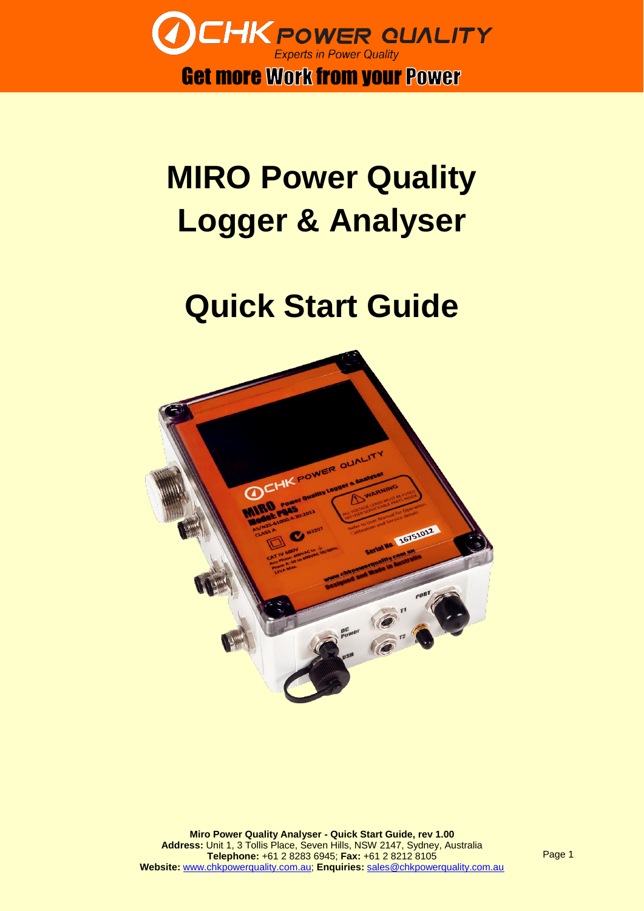CHK POWER QUALITY

*Experts in Power Quality*

**Get more Work from your Power**

# MIRO Power Quality Logger & Analyser

# Quick Start Guide

**Miro Power Quality Analyser - Quick Start Guide, rev 1.00**
**Address:** Unit 1, 3 Tollis Place, Seven Hills, NSW 2147, Sydney, Australia
**Telephone:** +61 2 8283 6945; **Fax:** +61 2 8212 8105
**Website:** www.chkpowerquality.com.au; **Enquiries:** sales@chkpowerquality.com.au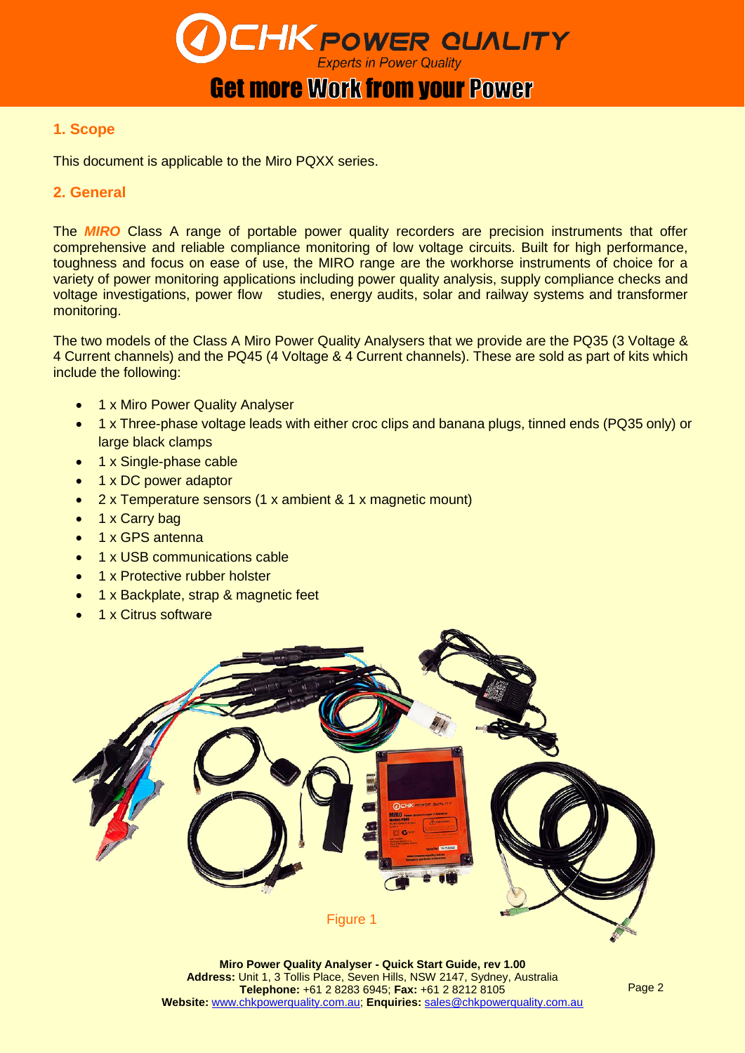## 1. Scope

This document is applicable to the Miro PQXX series.

## 2. General

The ***MIRO*** Class A range of portable power quality recorders are precision instruments that offer comprehensive and reliable compliance monitoring of low voltage circuits. Built for high performance, toughness and focus on ease of use, the MIRO range are the workhorse instruments of choice for a variety of power monitoring applications including power quality analysis, supply compliance checks and voltage investigations, power flow studies, energy audits, solar and railway systems and transformer monitoring.

The two models of the Class A Miro Power Quality Analysers that we provide are the PQ35 (3 Voltage & 4 Current channels) and the PQ45 (4 Voltage & 4 Current channels). These are sold as part of kits which include the following:

- 1 x Miro Power Quality Analyser
- 1 x Three-phase voltage leads with either croc clips and banana plugs, tinned ends (PQ35 only) or large black clamps
- 1 x Single-phase cable
- 1 x DC power adaptor
- 2 x Temperature sensors (1 x ambient & 1 x magnetic mount)
- 1 x Carry bag
- 1 x GPS antenna
- 1 x USB communications cable
- 1 x Protective rubber holster
- 1 x Backplate, strap & magnetic feet
- 1 x Citrus software

Figure 1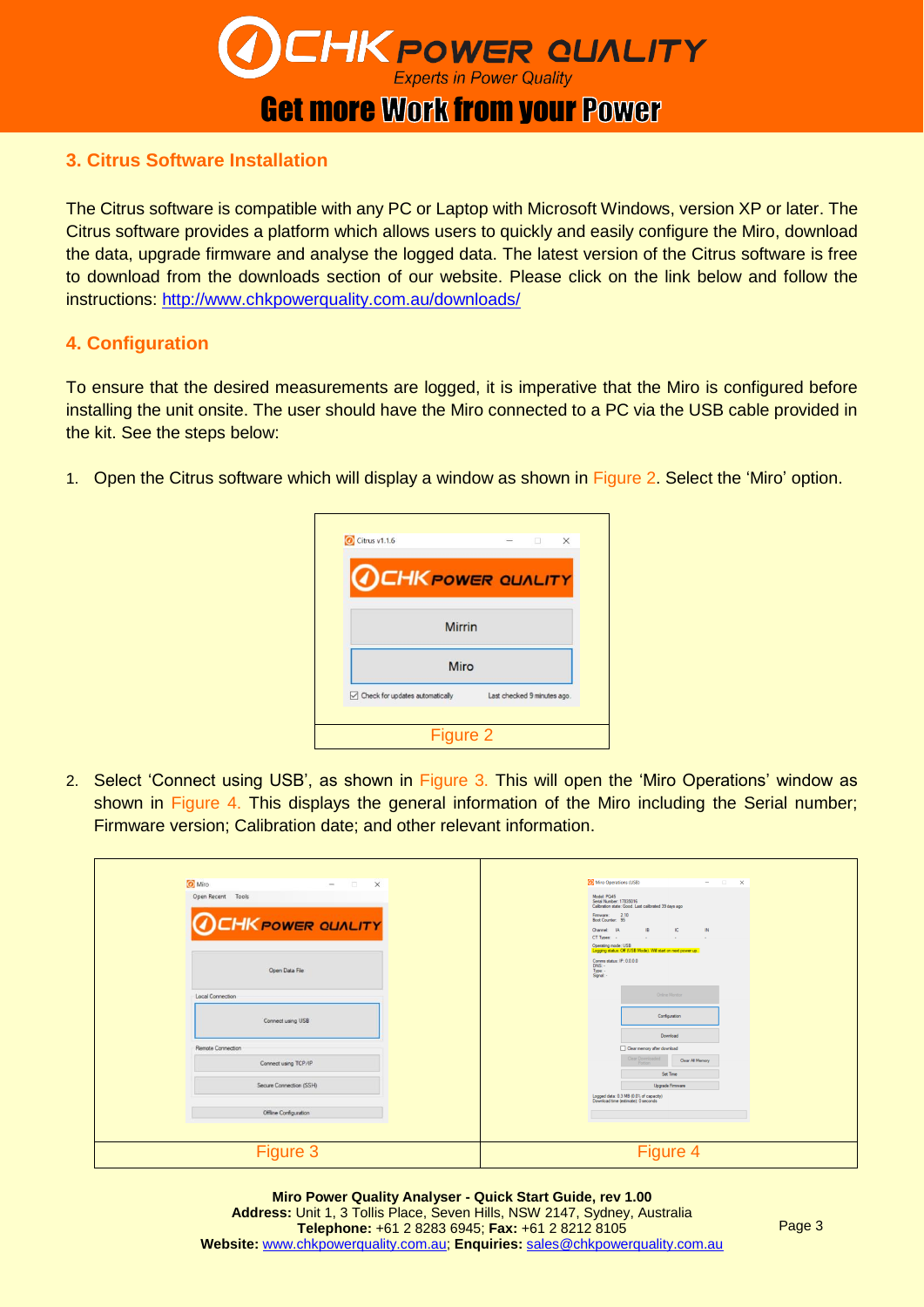## 3. Citrus Software Installation

The Citrus software is compatible with any PC or Laptop with Microsoft Windows, version XP or later. The Citrus software provides a platform which allows users to quickly and easily configure the Miro, download the data, upgrade firmware and analyse the logged data. The latest version of the Citrus software is free to download from the downloads section of our website. Please click on the link below and follow the instructions: http://www.chkpowerquality.com.au/downloads/

## 4. Configuration

To ensure that the desired measurements are logged, it is imperative that the Miro is configured before installing the unit onsite. The user should have the Miro connected to a PC via the USB cable provided in the kit. See the steps below:

1. Open the Citrus software which will display a window as shown in Figure 2. Select the 'Miro' option.

Figure 2

2. Select 'Connect using USB', as shown in Figure 3. This will open the 'Miro Operations' window as shown in Figure 4. This displays the general information of the Miro including the Serial number; Firmware version; Calibration date; and other relevant information.

Figure 3

Figure 4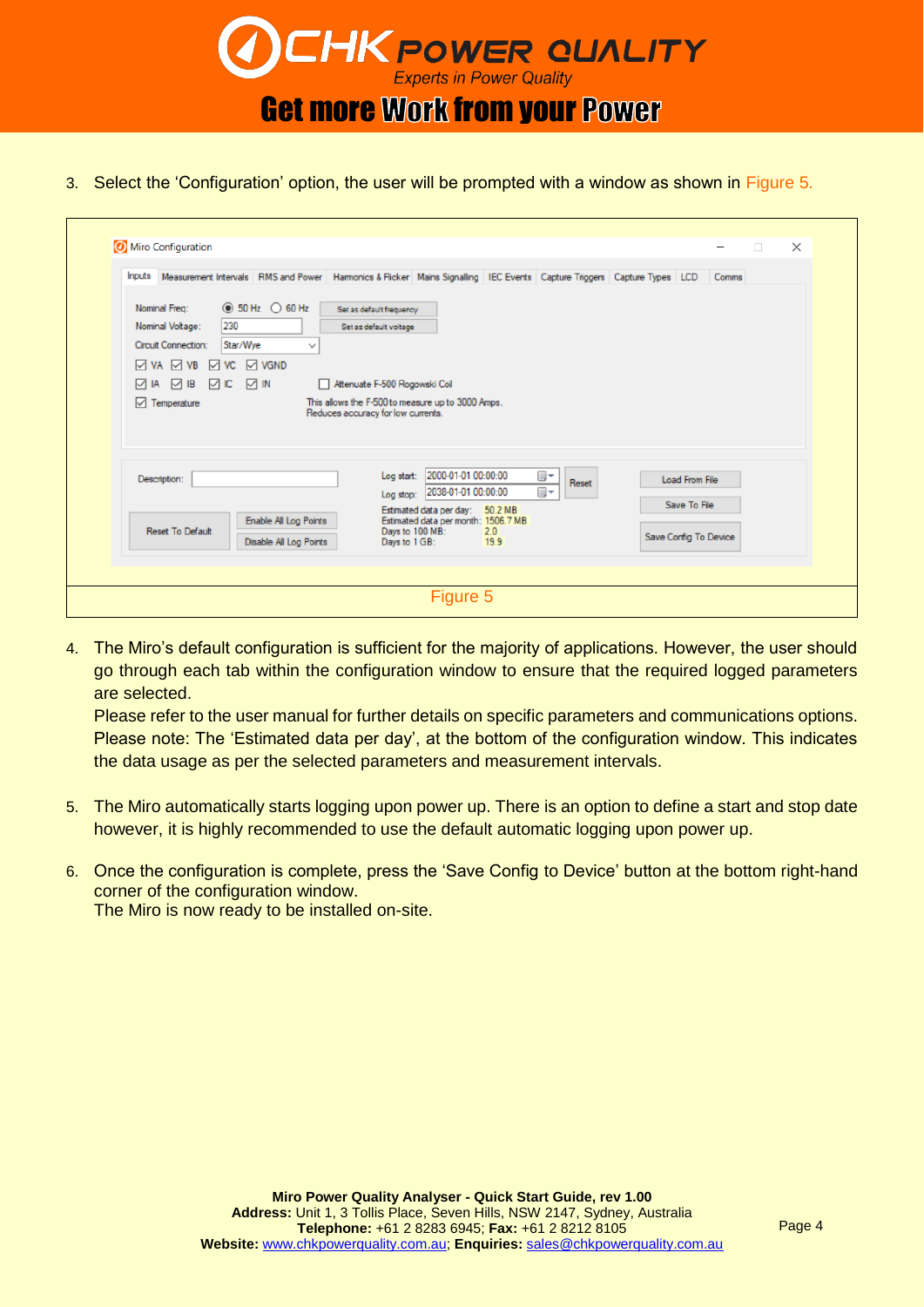3. Select the 'Configuration' option, the user will be prompted with a window as shown in Figure 5.

Figure 5

4. The Miro's default configuration is sufficient for the majority of applications. However, the user should go through each tab within the configuration window to ensure that the required logged parameters are selected.
   Please refer to the user manual for further details on specific parameters and communications options. Please note: The 'Estimated data per day', at the bottom of the configuration window. This indicates the data usage as per the selected parameters and measurement intervals.

5. The Miro automatically starts logging upon power up. There is an option to define a start and stop date however, it is highly recommended to use the default automatic logging upon power up.

6. Once the configuration is complete, press the 'Save Config to Device' button at the bottom right-hand corner of the configuration window.
   The Miro is now ready to be installed on-site.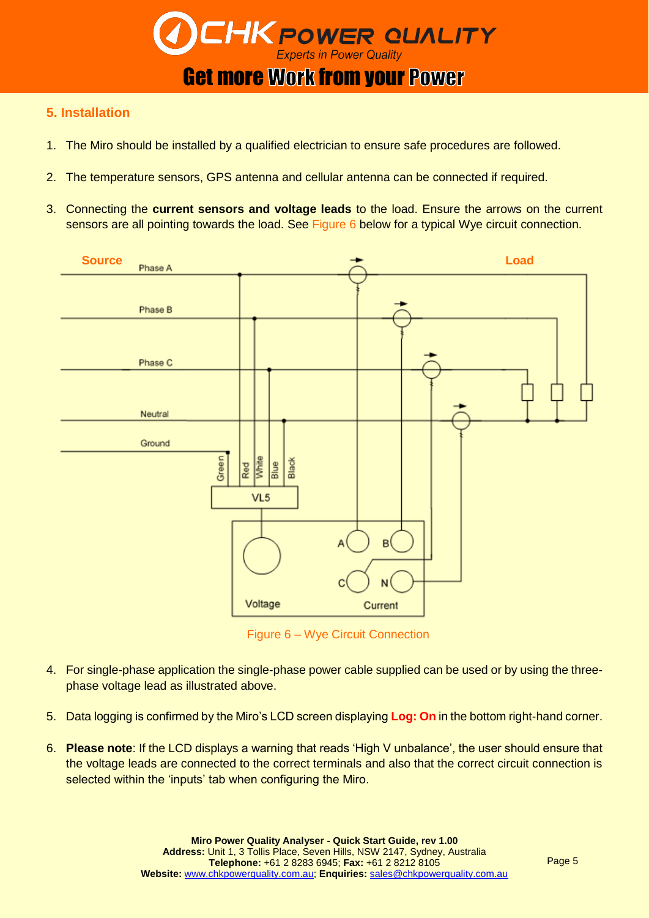## 5. Installation

1. The Miro should be installed by a qualified electrician to ensure safe procedures are followed.

2. The temperature sensors, GPS antenna and cellular antenna can be connected if required.

3. Connecting the **current sensors and voltage leads** to the load. Ensure the arrows on the current sensors are all pointing towards the load. See Figure 6 below for a typical Wye circuit connection.

Figure 6 – Wye Circuit Connection

4. For single-phase application the single-phase power cable supplied can be used or by using the three-phase voltage lead as illustrated above.

5. Data logging is confirmed by the Miro's LCD screen displaying **Log: On** in the bottom right-hand corner.

6. **Please note**: If the LCD displays a warning that reads 'High V unbalance', the user should ensure that the voltage leads are connected to the correct terminals and also that the correct circuit connection is selected within the 'inputs' tab when configuring the Miro.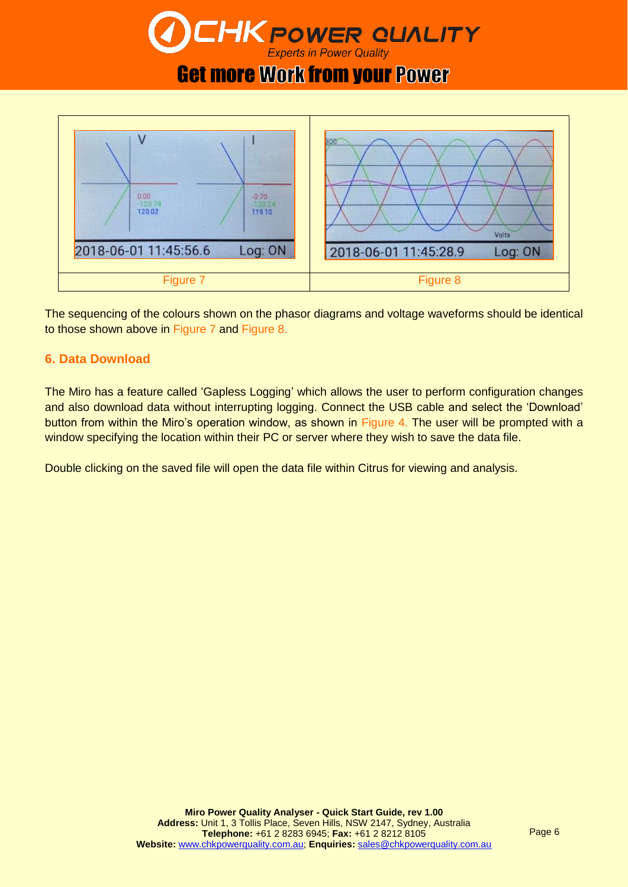2018-06-01 11:45:56.6 Log: ON

V

I

0.00
-120.79
120.02

-0.70
-120.24
119.10

2018-06-01 11:45:28.9 Log: ON

300

Volts

Figure 7

Figure 8

The sequencing of the colours shown on the phasor diagrams and voltage waveforms should be identical to those shown above in Figure 7 and Figure 8.

## 6. Data Download

The Miro has a feature called 'Gapless Logging' which allows the user to perform configuration changes and also download data without interrupting logging. Connect the USB cable and select the 'Download' button from within the Miro's operation window, as shown in Figure 4. The user will be prompted with a window specifying the location within their PC or server where they wish to save the data file.

Double clicking on the saved file will open the data file within Citrus for viewing and analysis.